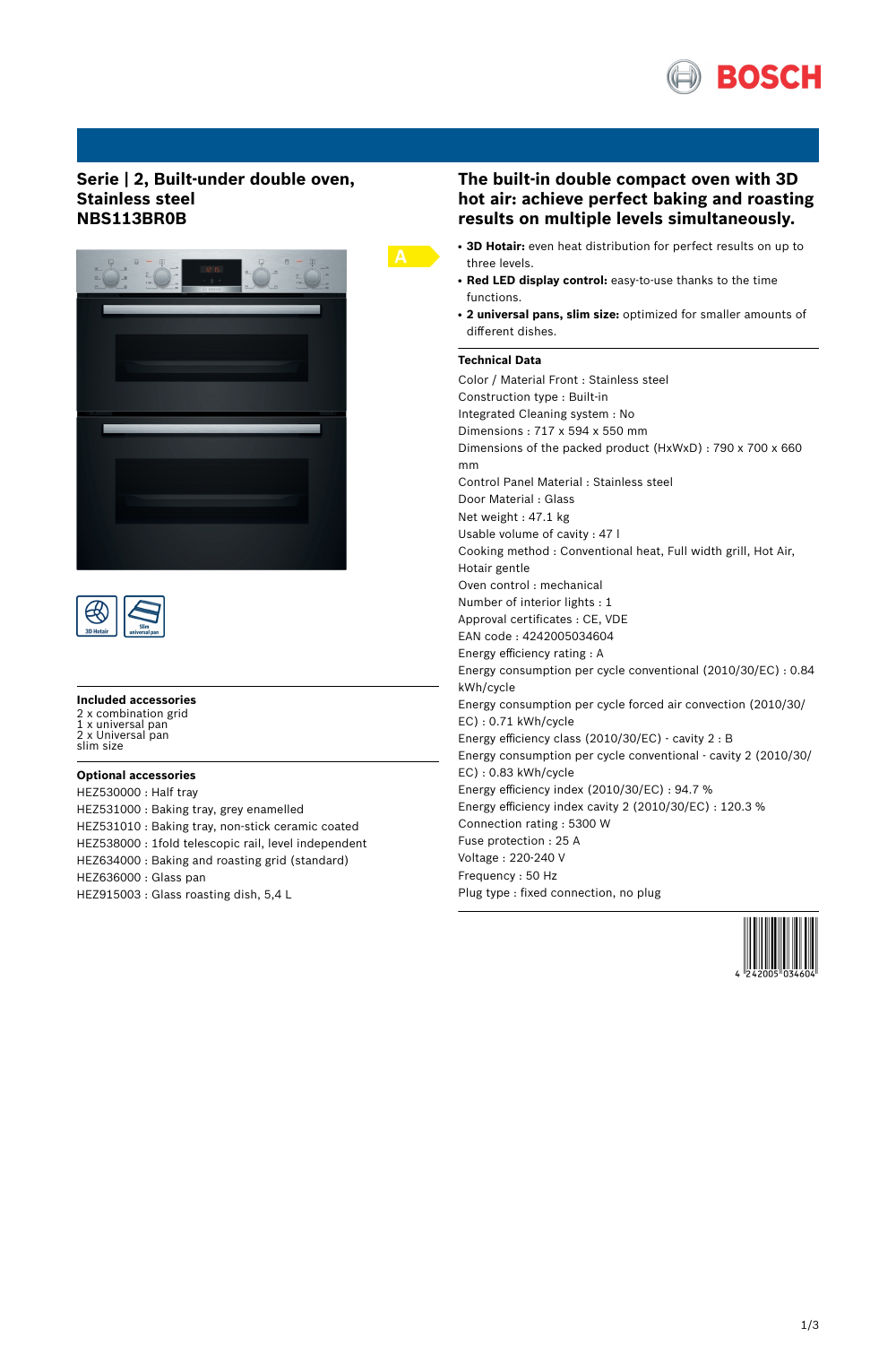# Serie | 2, Built-under double oven, Stainless steel NBS113BR0B

## The built-in double compact oven with 3D hot air: achieve perfect baking and roasting results on multiple levels simultaneously.

- **3D Hotair:** even heat distribution for perfect results on up to three levels.
- **Red LED display control:** easy-to-use thanks to the time functions.
- **2 universal pans, slim size:** optimized for smaller amounts of different dishes.

### Technical Data

Color / Material Front : Stainless steel
Construction type : Built-in
Integrated Cleaning system : No
Dimensions : 717 x 594 x 550 mm
Dimensions of the packed product (HxWxD) : 790 x 700 x 660 mm
Control Panel Material : Stainless steel
Door Material : Glass
Net weight : 47.1 kg
Usable volume of cavity : 47 l
Cooking method : Conventional heat, Full width grill, Hot Air, Hotair gentle
Oven control : mechanical
Number of interior lights : 1
Approval certificates : CE, VDE
EAN code : 4242005034604
Energy efficiency rating : A
Energy consumption per cycle conventional (2010/30/EC) : 0.84 kWh/cycle
Energy consumption per cycle forced air convection (2010/30/EC) : 0.71 kWh/cycle
Energy efficiency class (2010/30/EC) - cavity 2 : B
Energy consumption per cycle conventional - cavity 2 (2010/30/EC) : 0.83 kWh/cycle
Energy efficiency index (2010/30/EC) : 94.7 %
Energy efficiency index cavity 2 (2010/30/EC) : 120.3 %
Connection rating : 5300 W
Fuse protection : 25 A
Voltage : 220-240 V
Frequency : 50 Hz
Plug type : fixed connection, no plug

### Included accessories

2 x combination grid
1 x universal pan
2 x Universal pan slim size

### Optional accessories

HEZ530000 : Half tray
HEZ531000 : Baking tray, grey enamelled
HEZ531010 : Baking tray, non-stick ceramic coated
HEZ538000 : 1fold telescopic rail, level independent
HEZ634000 : Baking and roasting grid (standard)
HEZ636000 : Glass pan
HEZ915003 : Glass roasting dish, 5,4 L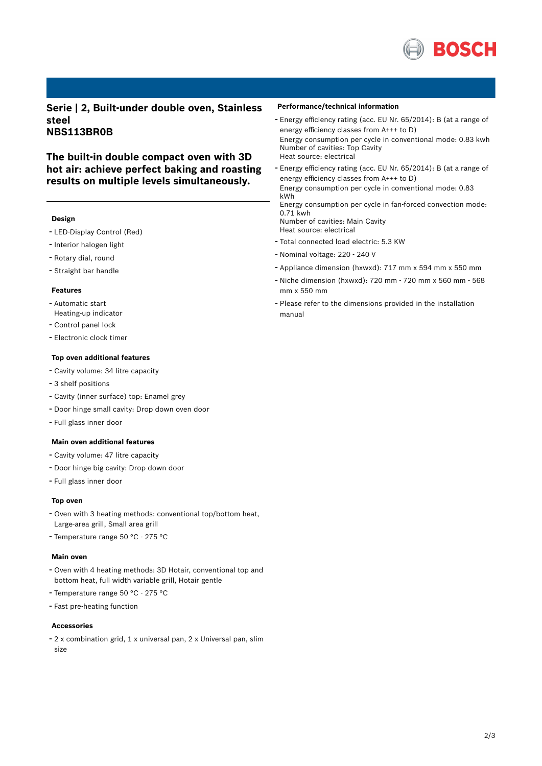## Serie | 2, Built-under double oven, Stainless steel NBS113BR0B

### The built-in double compact oven with 3D hot air: achieve perfect baking and roasting results on multiple levels simultaneously.

#### Design

- LED-Display Control (Red)
- Interior halogen light
- Rotary dial, round
- Straight bar handle

#### Features

- Automatic start
  Heating-up indicator
- Control panel lock
- Electronic clock timer

#### Top oven additional features

- Cavity volume: 34 litre capacity
- 3 shelf positions
- Cavity (inner surface) top: Enamel grey
- Door hinge small cavity: Drop down oven door
- Full glass inner door

#### Main oven additional features

- Cavity volume: 47 litre capacity
- Door hinge big cavity: Drop down door
- Full glass inner door

#### Top oven

- Oven with 3 heating methods: conventional top/bottom heat, Large-area grill, Small area grill
- Temperature range 50 °C - 275 °C

#### Main oven

- Oven with 4 heating methods: 3D Hotair, conventional top and bottom heat, full width variable grill, Hotair gentle
- Temperature range 50 °C - 275 °C
- Fast pre-heating function

#### Accessories

- 2 x combination grid, 1 x universal pan, 2 x Universal pan, slim size

#### Performance/technical information

- Energy efficiency rating (acc. EU Nr. 65/2014): B (at a range of energy efficiency classes from A+++ to D)
  Energy consumption per cycle in conventional mode: 0.83 kwh
  Number of cavities: Top Cavity
  Heat source: electrical
- Energy efficiency rating (acc. EU Nr. 65/2014): B (at a range of energy efficiency classes from A+++ to D)
  Energy consumption per cycle in conventional mode: 0.83 kWh
  Energy consumption per cycle in fan-forced convection mode: 0.71 kwh
  Number of cavities: Main Cavity
  Heat source: electrical
- Total connected load electric: 5.3 KW
- Nominal voltage: 220 - 240 V
- Appliance dimension (hxwxd): 717 mm x 594 mm x 550 mm
- Niche dimension (hxwxd): 720 mm - 720 mm x 560 mm - 568 mm x 550 mm
- Please refer to the dimensions provided in the installation manual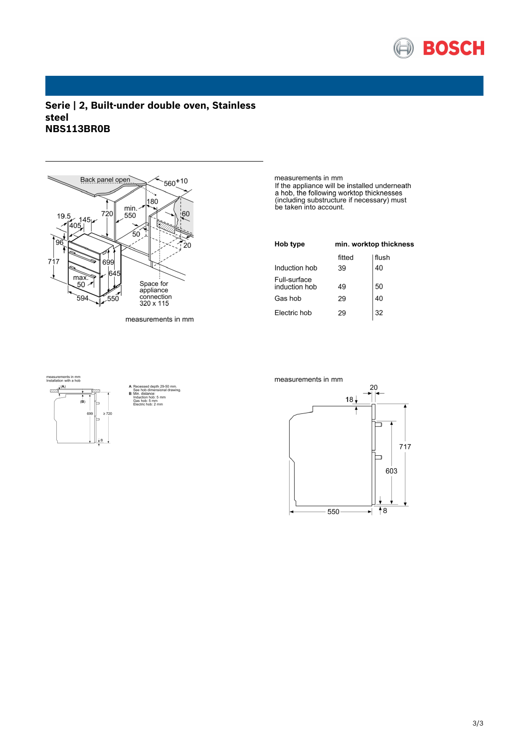# Serie | 2, Built-under double oven, Stainless steel
# NBS113BR0B

Back panel open

560 +10

180

720

min. 550

60

19.5

145

405

50

20

96

717

699

645

max. 50

594

550

Space for appliance connection 320 x 115

measurements in mm

measurements in mm
If the appliance will be installed underneath a hob, the following worktop thicknesses (including substructure if necessary) must be taken into account.

| Hob type | min. worktop thickness | |
|---|---|---|
| | fitted | flush |
| Induction hob | 39 | 40 |
| Full-surface induction hob | 49 | 50 |
| Gas hob | 29 | 40 |
| Electric hob | 29 | 32 |

measurements in mm
Installation with a hob

(A)

(B)

699

≥ 720

8

A: Recessed depth 29-50 mm.
See hob dimensional drawing.
B: Min. distance:
Induction hob: 5 mm
Gas hob: 5 mm
Electric hob: 2 mm

measurements in mm

20

18

717

603

550

8